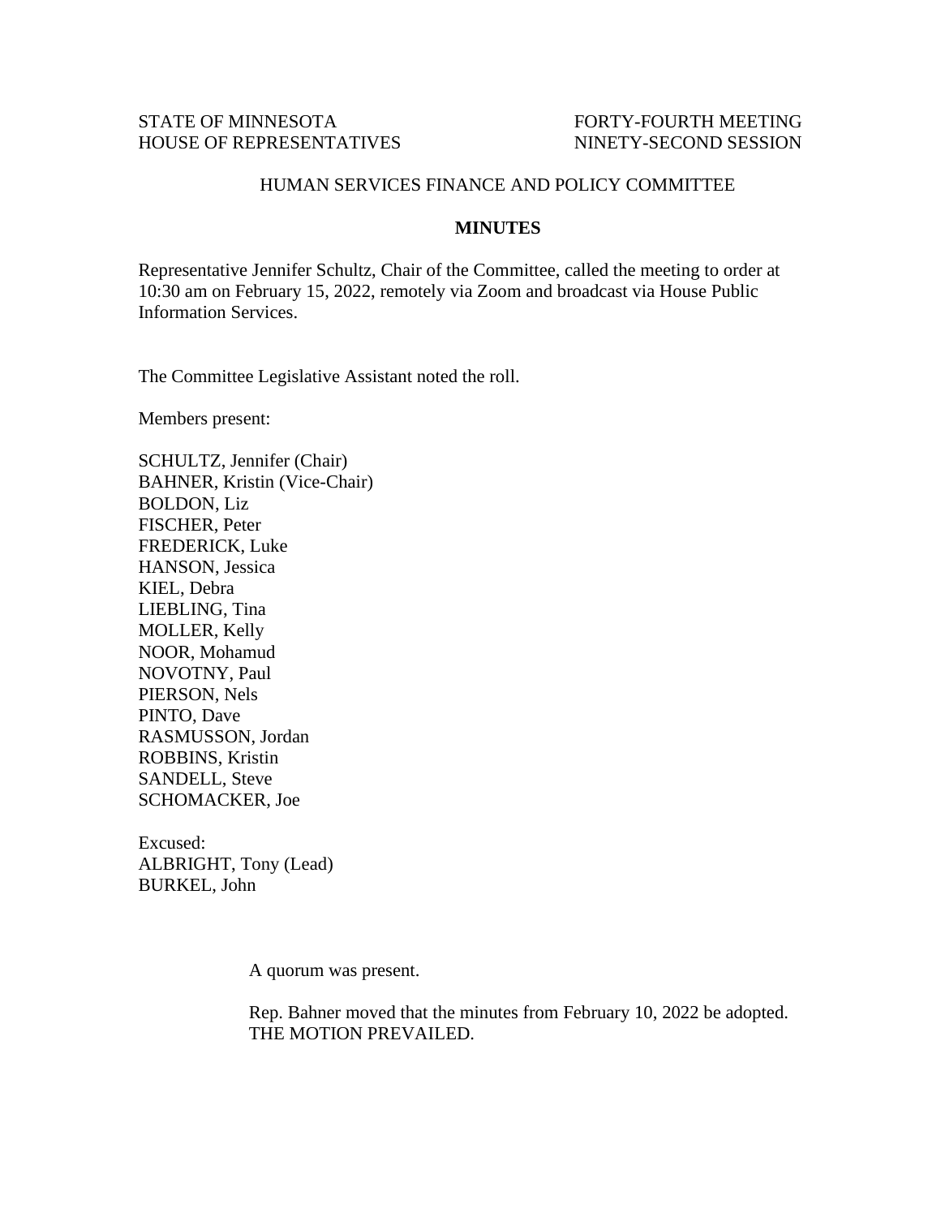STATE OF MINNESOTA
HOUSE OF REPRESENTATIVES

FORTY-FOURTH MEETING
NINETY-SECOND SESSION

HUMAN SERVICES FINANCE AND POLICY COMMITTEE

**MINUTES**

Representative Jennifer Schultz, Chair of the Committee, called the meeting to order at 10:30 am on February 15, 2022, remotely via Zoom and broadcast via House Public Information Services.

The Committee Legislative Assistant noted the roll.

Members present:

SCHULTZ, Jennifer (Chair)
BAHNER, Kristin (Vice-Chair)
BOLDON, Liz
FISCHER, Peter
FREDERICK, Luke
HANSON, Jessica
KIEL, Debra
LIEBLING, Tina
MOLLER, Kelly
NOOR, Mohamud
NOVOTNY, Paul
PIERSON, Nels
PINTO, Dave
RASMUSSON, Jordan
ROBBINS, Kristin
SANDELL, Steve
SCHOMACKER, Joe

Excused:
ALBRIGHT, Tony (Lead)
BURKEL, John

A quorum was present.

Rep. Bahner moved that the minutes from February 10, 2022 be adopted.
THE MOTION PREVAILED.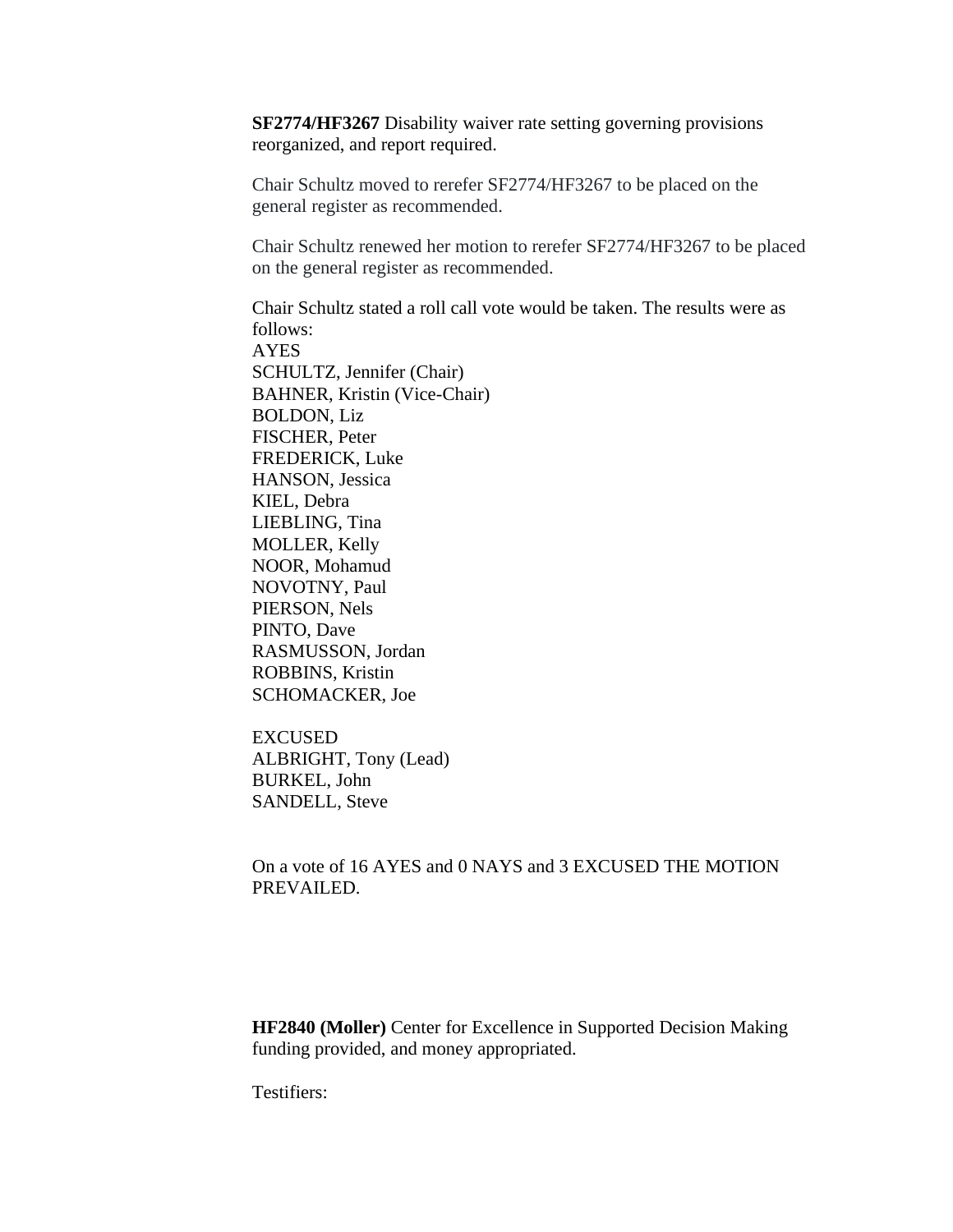**SF2774/HF3267** Disability waiver rate setting governing provisions reorganized, and report required.

Chair Schultz moved to rerefer SF2774/HF3267 to be placed on the general register as recommended.

Chair Schultz renewed her motion to rerefer SF2774/HF3267 to be placed on the general register as recommended.

Chair Schultz stated a roll call vote would be taken. The results were as follows:

AYES
SCHULTZ, Jennifer (Chair)
BAHNER, Kristin (Vice-Chair)
BOLDON, Liz
FISCHER, Peter
FREDERICK, Luke
HANSON, Jessica
KIEL, Debra
LIEBLING, Tina
MOLLER, Kelly
NOOR, Mohamud
NOVOTNY, Paul
PIERSON, Nels
PINTO, Dave
RASMUSSON, Jordan
ROBBINS, Kristin
SCHOMACKER, Joe

EXCUSED
ALBRIGHT, Tony (Lead)
BURKEL, John
SANDELL, Steve

On a vote of 16 AYES and 0 NAYS and 3 EXCUSED THE MOTION PREVAILED.

**HF2840 (Moller)** Center for Excellence in Supported Decision Making funding provided, and money appropriated.

Testifiers: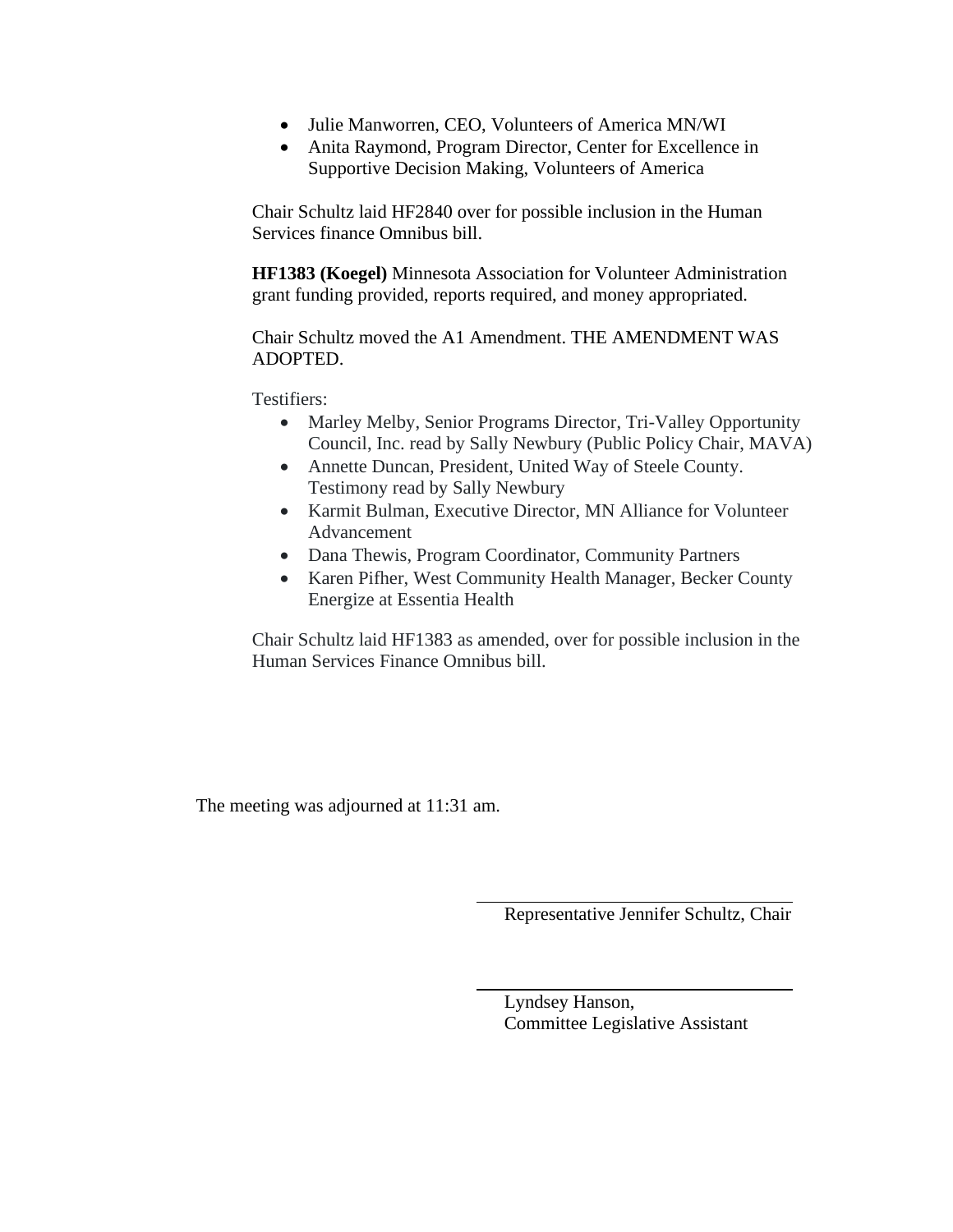- Julie Manworren, CEO, Volunteers of America MN/WI
- Anita Raymond, Program Director, Center for Excellence in Supportive Decision Making, Volunteers of America

Chair Schultz laid HF2840 over for possible inclusion in the Human Services finance Omnibus bill.

**HF1383 (Koegel)** Minnesota Association for Volunteer Administration grant funding provided, reports required, and money appropriated.

Chair Schultz moved the A1 Amendment. THE AMENDMENT WAS ADOPTED.

Testifiers:

- Marley Melby, Senior Programs Director, Tri-Valley Opportunity Council, Inc. read by Sally Newbury (Public Policy Chair, MAVA)
- Annette Duncan, President, United Way of Steele County. Testimony read by Sally Newbury
- Karmit Bulman, Executive Director, MN Alliance for Volunteer Advancement
- Dana Thewis, Program Coordinator, Community Partners
- Karen Pifher, West Community Health Manager, Becker County Energize at Essentia Health

Chair Schultz laid HF1383 as amended, over for possible inclusion in the Human Services Finance Omnibus bill.

The meeting was adjourned at 11:31 am.

Representative Jennifer Schultz, Chair

Lyndsey Hanson,
Committee Legislative Assistant